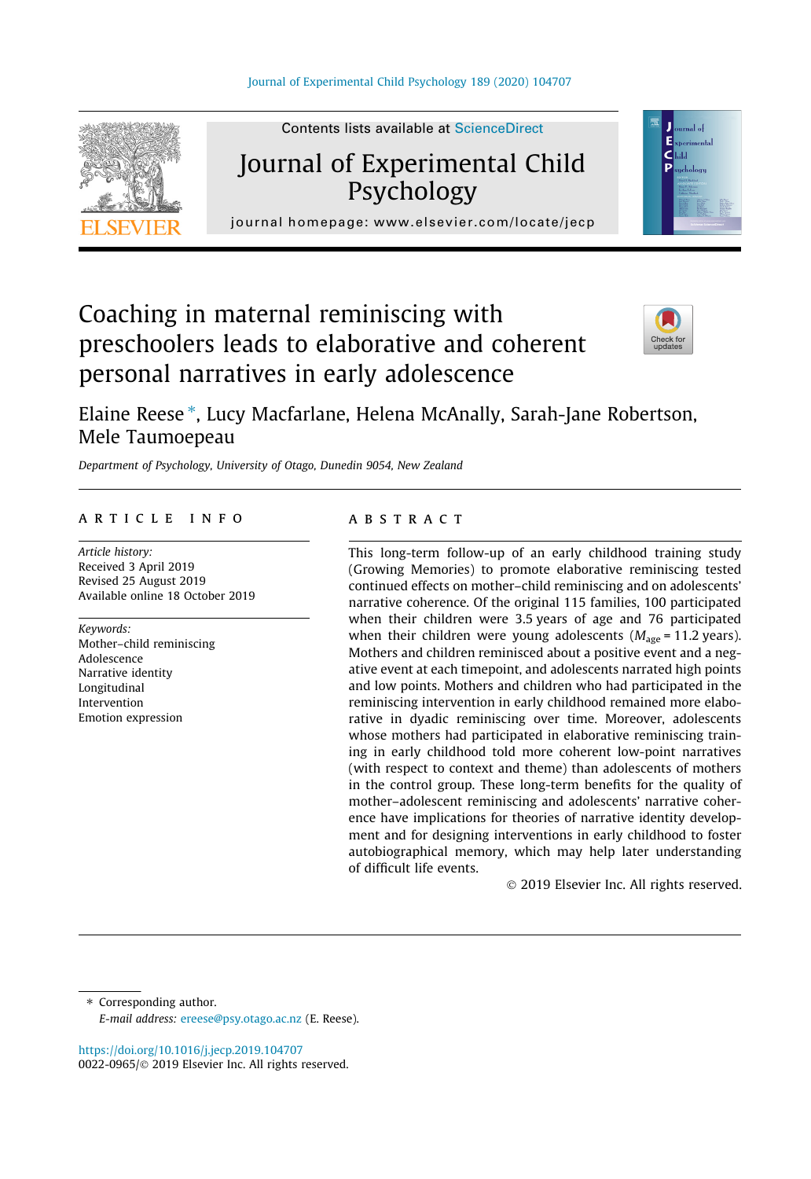Contents lists available at ScienceDirect

# Journal of Experimental Child Psychology

journal homepage: www.elsevier.com/locate/jecp

# Coaching in maternal reminiscing with preschoolers leads to elaborative and coherent personal narratives in early adolescence

Elaine Reese *, Lucy Macfarlane, Helena McAnally, Sarah-Jane Robertson, Mele Taumoepeau

*Department of Psychology, University of Otago, Dunedin 9054, New Zealand*

## ARTICLE INFO

*Article history:*
Received 3 April 2019
Revised 25 August 2019
Available online 18 October 2019

*Keywords:*
Mother–child reminiscing
Adolescence
Narrative identity
Longitudinal
Intervention
Emotion expression

## ABSTRACT

This long-term follow-up of an early childhood training study (Growing Memories) to promote elaborative reminiscing tested continued effects on mother–child reminiscing and on adolescents' narrative coherence. Of the original 115 families, 100 participated when their children were 3.5 years of age and 76 participated when their children were young adolescents ($M_{age}$ = 11.2 years). Mothers and children reminisced about a positive event and a negative event at each timepoint, and adolescents narrated high points and low points. Mothers and children who had participated in the reminiscing intervention in early childhood remained more elaborative in dyadic reminiscing over time. Moreover, adolescents whose mothers had participated in elaborative reminiscing training in early childhood told more coherent low-point narratives (with respect to context and theme) than adolescents of mothers in the control group. These long-term benefits for the quality of mother–adolescent reminiscing and adolescents' narrative coherence have implications for theories of narrative identity development and for designing interventions in early childhood to foster autobiographical memory, which may help later understanding of difficult life events.

© 2019 Elsevier Inc. All rights reserved.

---

* Corresponding author.
*E-mail address:* ereese@psy.otago.ac.nz (E. Reese).

https://doi.org/10.1016/j.jecp.2019.104707
0022-0965/© 2019 Elsevier Inc. All rights reserved.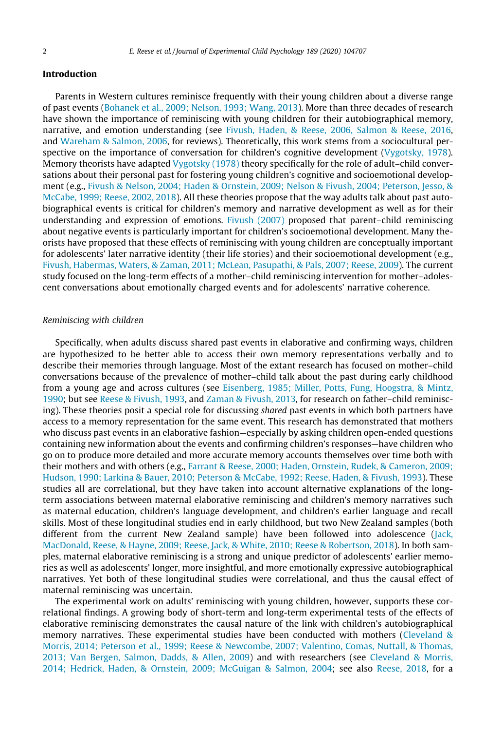## Introduction

Parents in Western cultures reminisce frequently with their young children about a diverse range of past events (Bohanek et al., 2009; Nelson, 1993; Wang, 2013). More than three decades of research have shown the importance of reminiscing with young children for their autobiographical memory, narrative, and emotion understanding (see Fivush, Haden, & Reese, 2006, Salmon & Reese, 2016, and Wareham & Salmon, 2006, for reviews). Theoretically, this work stems from a sociocultural perspective on the importance of conversation for children's cognitive development (Vygotsky, 1978). Memory theorists have adapted Vygotsky (1978) theory specifically for the role of adult–child conversations about their personal past for fostering young children's cognitive and socioemotional development (e.g., Fivush & Nelson, 2004; Haden & Ornstein, 2009; Nelson & Fivush, 2004; Peterson, Jesso, & McCabe, 1999; Reese, 2002, 2018). All these theories propose that the way adults talk about past autobiographical events is critical for children's memory and narrative development as well as for their understanding and expression of emotions. Fivush (2007) proposed that parent–child reminiscing about negative events is particularly important for children's socioemotional development. Many theorists have proposed that these effects of reminiscing with young children are conceptually important for adolescents' later narrative identity (their life stories) and their socioemotional development (e.g., Fivush, Habermas, Waters, & Zaman, 2011; McLean, Pasupathi, & Pals, 2007; Reese, 2009). The current study focused on the long-term effects of a mother–child reminiscing intervention for mother–adolescent conversations about emotionally charged events and for adolescents' narrative coherence.

### *Reminiscing with children*

Specifically, when adults discuss shared past events in elaborative and confirming ways, children are hypothesized to be better able to access their own memory representations verbally and to describe their memories through language. Most of the extant research has focused on mother–child conversations because of the prevalence of mother–child talk about the past during early childhood from a young age and across cultures (see Eisenberg, 1985; Miller, Potts, Fung, Hoogstra, & Mintz, 1990; but see Reese & Fivush, 1993, and Zaman & Fivush, 2013, for research on father–child reminiscing). These theories posit a special role for discussing *shared* past events in which both partners have access to a memory representation for the same event. This research has demonstrated that mothers who discuss past events in an elaborative fashion—especially by asking children open-ended questions containing new information about the events and confirming children's responses—have children who go on to produce more detailed and more accurate memory accounts themselves over time both with their mothers and with others (e.g., Farrant & Reese, 2000; Haden, Ornstein, Rudek, & Cameron, 2009; Hudson, 1990; Larkina & Bauer, 2010; Peterson & McCabe, 1992; Reese, Haden, & Fivush, 1993). These studies all are correlational, but they have taken into account alternative explanations of the long-term associations between maternal elaborative reminiscing and children's memory narratives such as maternal education, children's language development, and children's earlier language and recall skills. Most of these longitudinal studies end in early childhood, but two New Zealand samples (both different from the current New Zealand sample) have been followed into adolescence (Jack, MacDonald, Reese, & Hayne, 2009; Reese, Jack, & White, 2010; Reese & Robertson, 2018). In both samples, maternal elaborative reminiscing is a strong and unique predictor of adolescents' earlier memories as well as adolescents' longer, more insightful, and more emotionally expressive autobiographical narratives. Yet both of these longitudinal studies were correlational, and thus the causal effect of maternal reminiscing was uncertain.

The experimental work on adults' reminiscing with young children, however, supports these correlational findings. A growing body of short-term and long-term experimental tests of the effects of elaborative reminiscing demonstrates the causal nature of the link with children's autobiographical memory narratives. These experimental studies have been conducted with mothers (Cleveland & Morris, 2014; Peterson et al., 1999; Reese & Newcombe, 2007; Valentino, Comas, Nuttall, & Thomas, 2013; Van Bergen, Salmon, Dadds, & Allen, 2009) and with researchers (see Cleveland & Morris, 2014; Hedrick, Haden, & Ornstein, 2009; McGuigan & Salmon, 2004; see also Reese, 2018, for a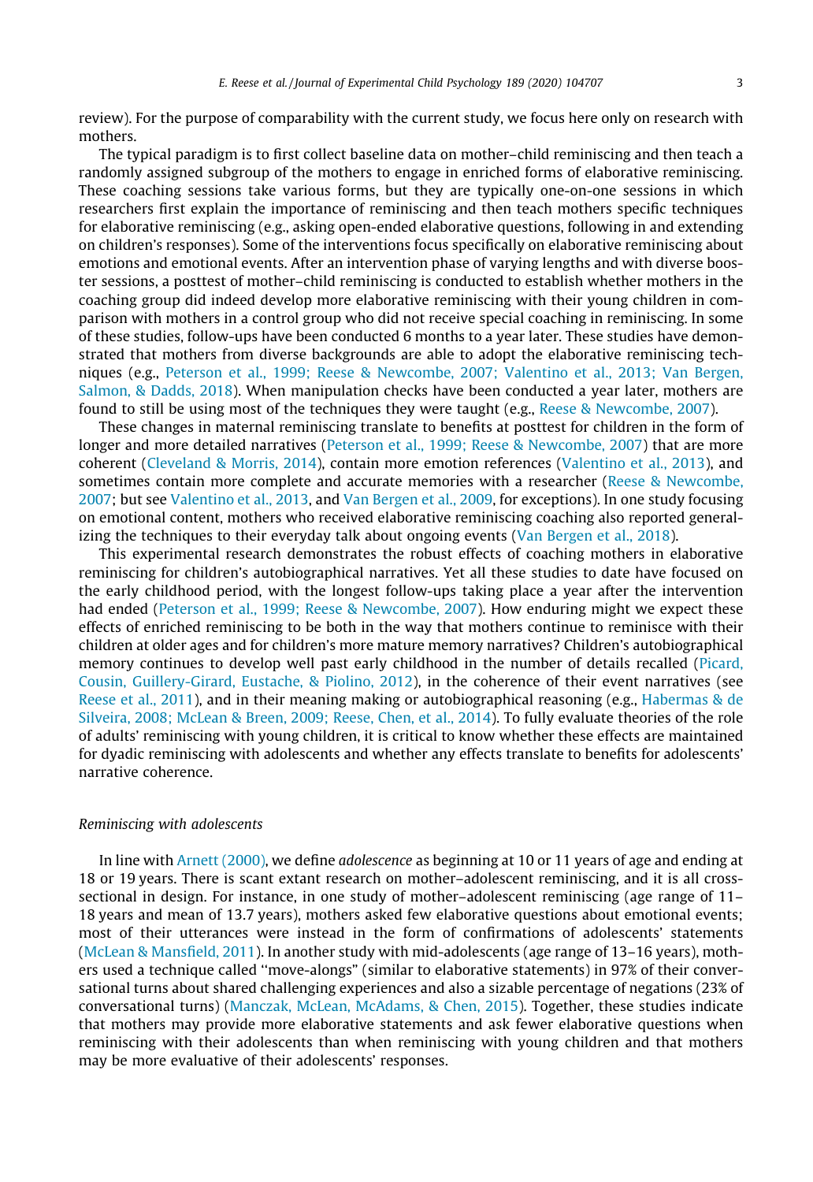review). For the purpose of comparability with the current study, we focus here only on research with mothers.

The typical paradigm is to first collect baseline data on mother–child reminiscing and then teach a randomly assigned subgroup of the mothers to engage in enriched forms of elaborative reminiscing. These coaching sessions take various forms, but they are typically one-on-one sessions in which researchers first explain the importance of reminiscing and then teach mothers specific techniques for elaborative reminiscing (e.g., asking open-ended elaborative questions, following in and extending on children's responses). Some of the interventions focus specifically on elaborative reminiscing about emotions and emotional events. After an intervention phase of varying lengths and with diverse booster sessions, a posttest of mother–child reminiscing is conducted to establish whether mothers in the coaching group did indeed develop more elaborative reminiscing with their young children in comparison with mothers in a control group who did not receive special coaching in reminiscing. In some of these studies, follow-ups have been conducted 6 months to a year later. These studies have demonstrated that mothers from diverse backgrounds are able to adopt the elaborative reminiscing techniques (e.g., Peterson et al., 1999; Reese & Newcombe, 2007; Valentino et al., 2013; Van Bergen, Salmon, & Dadds, 2018). When manipulation checks have been conducted a year later, mothers are found to still be using most of the techniques they were taught (e.g., Reese & Newcombe, 2007).

These changes in maternal reminiscing translate to benefits at posttest for children in the form of longer and more detailed narratives (Peterson et al., 1999; Reese & Newcombe, 2007) that are more coherent (Cleveland & Morris, 2014), contain more emotion references (Valentino et al., 2013), and sometimes contain more complete and accurate memories with a researcher (Reese & Newcombe, 2007; but see Valentino et al., 2013, and Van Bergen et al., 2009, for exceptions). In one study focusing on emotional content, mothers who received elaborative reminiscing coaching also reported generalizing the techniques to their everyday talk about ongoing events (Van Bergen et al., 2018).

This experimental research demonstrates the robust effects of coaching mothers in elaborative reminiscing for children's autobiographical narratives. Yet all these studies to date have focused on the early childhood period, with the longest follow-ups taking place a year after the intervention had ended (Peterson et al., 1999; Reese & Newcombe, 2007). How enduring might we expect these effects of enriched reminiscing to be both in the way that mothers continue to reminisce with their children at older ages and for children's more mature memory narratives? Children's autobiographical memory continues to develop well past early childhood in the number of details recalled (Picard, Cousin, Guillery-Girard, Eustache, & Piolino, 2012), in the coherence of their event narratives (see Reese et al., 2011), and in their meaning making or autobiographical reasoning (e.g., Habermas & de Silveira, 2008; McLean & Breen, 2009; Reese, Chen, et al., 2014). To fully evaluate theories of the role of adults' reminiscing with young children, it is critical to know whether these effects are maintained for dyadic reminiscing with adolescents and whether any effects translate to benefits for adolescents' narrative coherence.

### *Reminiscing with adolescents*

In line with Arnett (2000), we define *adolescence* as beginning at 10 or 11 years of age and ending at 18 or 19 years. There is scant extant research on mother–adolescent reminiscing, and it is all cross-sectional in design. For instance, in one study of mother–adolescent reminiscing (age range of 11–18 years and mean of 13.7 years), mothers asked few elaborative questions about emotional events; most of their utterances were instead in the form of confirmations of adolescents' statements (McLean & Mansfield, 2011). In another study with mid-adolescents (age range of 13–16 years), mothers used a technique called "move-alongs" (similar to elaborative statements) in 97% of their conversational turns about shared challenging experiences and also a sizable percentage of negations (23% of conversational turns) (Manczak, McLean, McAdams, & Chen, 2015). Together, these studies indicate that mothers may provide more elaborative statements and ask fewer elaborative questions when reminiscing with their adolescents than when reminiscing with young children and that mothers may be more evaluative of their adolescents' responses.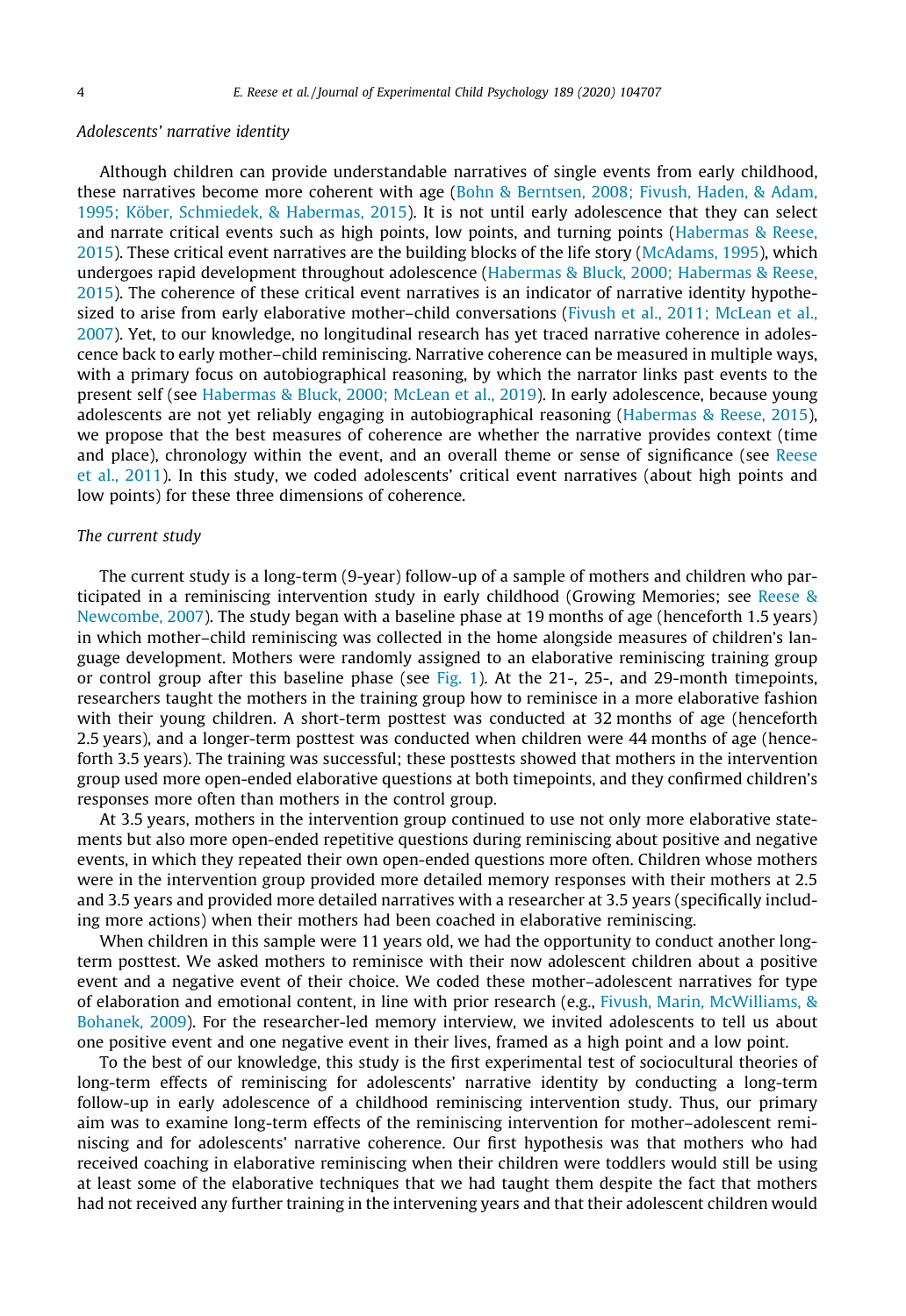### *Adolescents' narrative identity*

Although children can provide understandable narratives of single events from early childhood, these narratives become more coherent with age (Bohn & Berntsen, 2008; Fivush, Haden, & Adam, 1995; Köber, Schmiedek, & Habermas, 2015). It is not until early adolescence that they can select and narrate critical events such as high points, low points, and turning points (Habermas & Reese, 2015). These critical event narratives are the building blocks of the life story (McAdams, 1995), which undergoes rapid development throughout adolescence (Habermas & Bluck, 2000; Habermas & Reese, 2015). The coherence of these critical event narratives is an indicator of narrative identity hypothesized to arise from early elaborative mother–child conversations (Fivush et al., 2011; McLean et al., 2007). Yet, to our knowledge, no longitudinal research has yet traced narrative coherence in adolescence back to early mother–child reminiscing. Narrative coherence can be measured in multiple ways, with a primary focus on autobiographical reasoning, by which the narrator links past events to the present self (see Habermas & Bluck, 2000; McLean et al., 2019). In early adolescence, because young adolescents are not yet reliably engaging in autobiographical reasoning (Habermas & Reese, 2015), we propose that the best measures of coherence are whether the narrative provides context (time and place), chronology within the event, and an overall theme or sense of significance (see Reese et al., 2011). In this study, we coded adolescents' critical event narratives (about high points and low points) for these three dimensions of coherence.

### *The current study*

The current study is a long-term (9-year) follow-up of a sample of mothers and children who participated in a reminiscing intervention study in early childhood (Growing Memories; see Reese & Newcombe, 2007). The study began with a baseline phase at 19 months of age (henceforth 1.5 years) in which mother–child reminiscing was collected in the home alongside measures of children's language development. Mothers were randomly assigned to an elaborative reminiscing training group or control group after this baseline phase (see Fig. 1). At the 21-, 25-, and 29-month timepoints, researchers taught the mothers in the training group how to reminisce in a more elaborative fashion with their young children. A short-term posttest was conducted at 32 months of age (henceforth 2.5 years), and a longer-term posttest was conducted when children were 44 months of age (henceforth 3.5 years). The training was successful; these posttests showed that mothers in the intervention group used more open-ended elaborative questions at both timepoints, and they confirmed children's responses more often than mothers in the control group.

At 3.5 years, mothers in the intervention group continued to use not only more elaborative statements but also more open-ended repetitive questions during reminiscing about positive and negative events, in which they repeated their own open-ended questions more often. Children whose mothers were in the intervention group provided more detailed memory responses with their mothers at 2.5 and 3.5 years and provided more detailed narratives with a researcher at 3.5 years (specifically including more actions) when their mothers had been coached in elaborative reminiscing.

When children in this sample were 11 years old, we had the opportunity to conduct another long-term posttest. We asked mothers to reminisce with their now adolescent children about a positive event and a negative event of their choice. We coded these mother–adolescent narratives for type of elaboration and emotional content, in line with prior research (e.g., Fivush, Marin, McWilliams, & Bohanek, 2009). For the researcher-led memory interview, we invited adolescents to tell us about one positive event and one negative event in their lives, framed as a high point and a low point.

To the best of our knowledge, this study is the first experimental test of sociocultural theories of long-term effects of reminiscing for adolescents' narrative identity by conducting a long-term follow-up in early adolescence of a childhood reminiscing intervention study. Thus, our primary aim was to examine long-term effects of the reminiscing intervention for mother–adolescent reminiscing and for adolescents' narrative coherence. Our first hypothesis was that mothers who had received coaching in elaborative reminiscing when their children were toddlers would still be using at least some of the elaborative techniques that we had taught them despite the fact that mothers had not received any further training in the intervening years and that their adolescent children would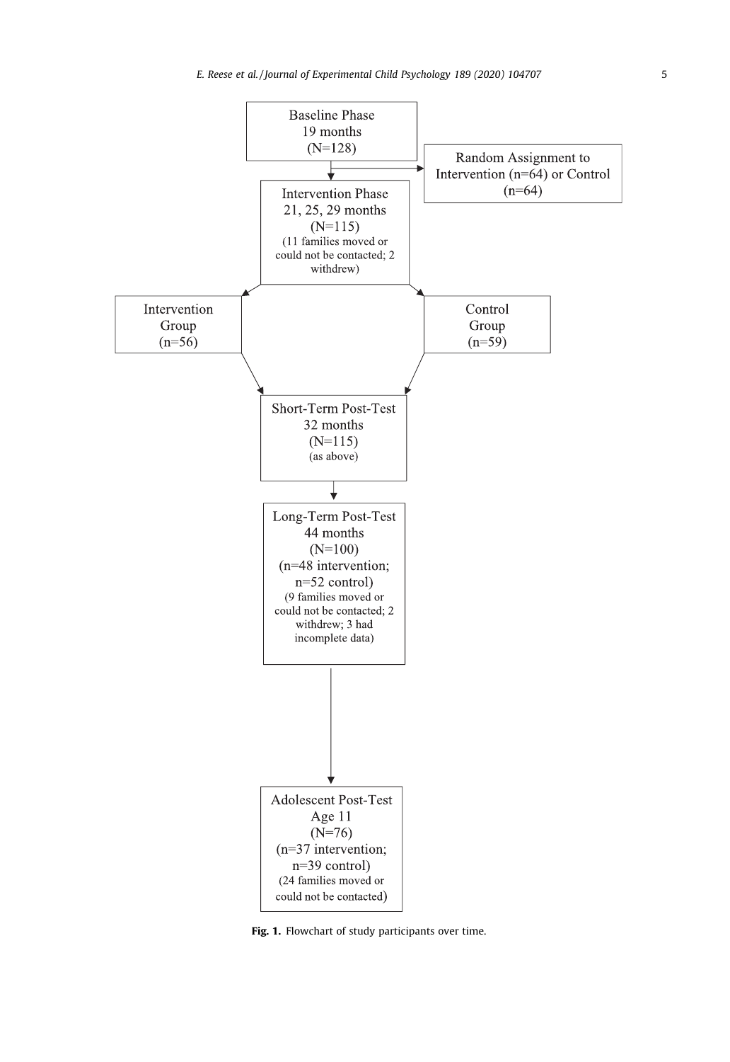Baseline Phase
19 months
(N=128)

Random Assignment to Intervention (n=64) or Control (n=64)

Intervention Phase
21, 25, 29 months
(N=115)
(11 families moved or could not be contacted; 2 withdrew)

Intervention Group
(n=56)

Control Group
(n=59)

Short-Term Post-Test
32 months
(N=115)
(as above)

Long-Term Post-Test
44 months
(N=100)
(n=48 intervention; n=52 control)
(9 families moved or could not be contacted; 2 withdrew; 3 had incomplete data)

Adolescent Post-Test
Age 11
(N=76)
(n=37 intervention; n=39 control)
(24 families moved or could not be contacted)

**Fig. 1.** Flowchart of study participants over time.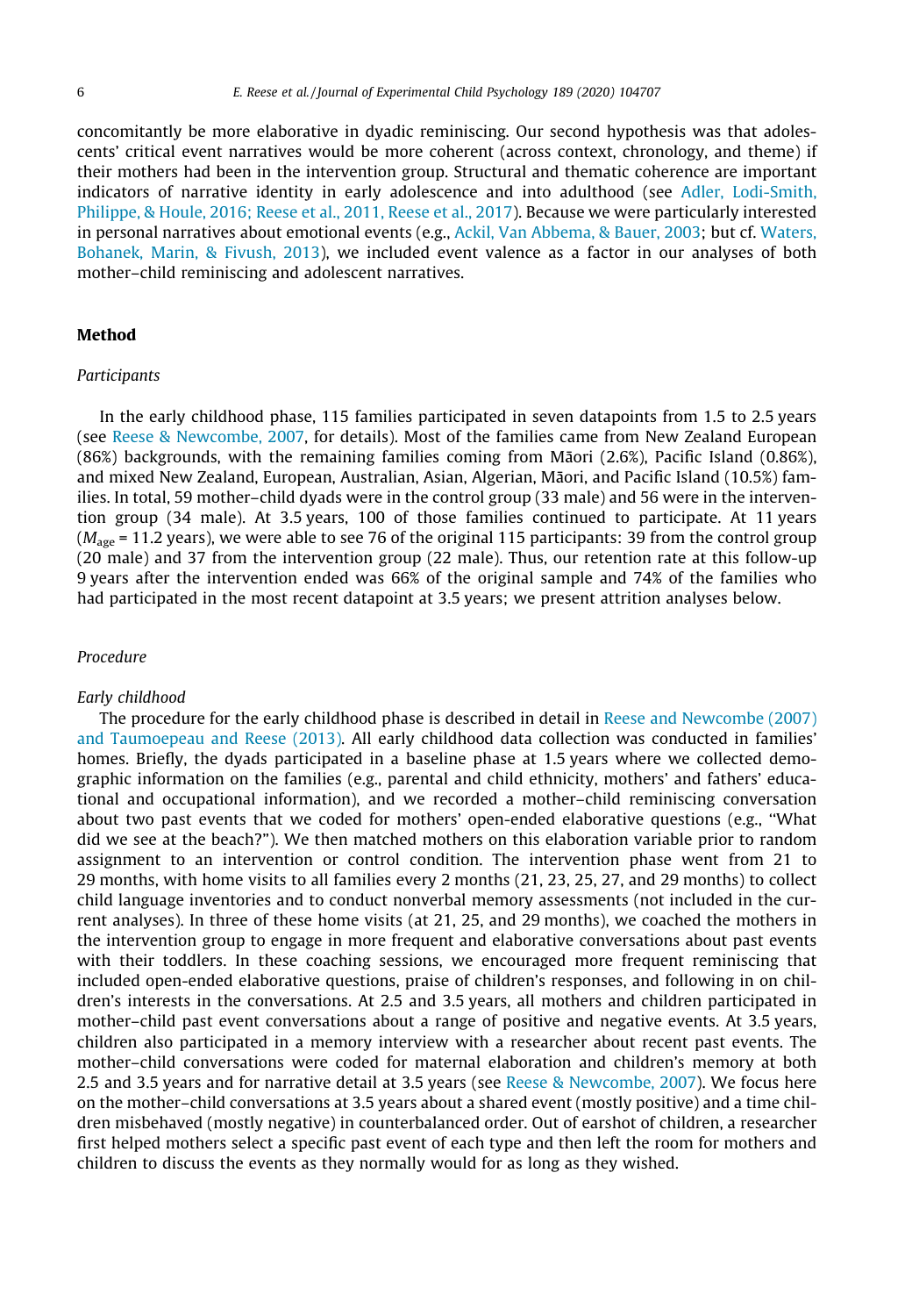concomitantly be more elaborative in dyadic reminiscing. Our second hypothesis was that adolescents' critical event narratives would be more coherent (across context, chronology, and theme) if their mothers had been in the intervention group. Structural and thematic coherence are important indicators of narrative identity in early adolescence and into adulthood (see Adler, Lodi-Smith, Philippe, & Houle, 2016; Reese et al., 2011, Reese et al., 2017). Because we were particularly interested in personal narratives about emotional events (e.g., Ackil, Van Abbema, & Bauer, 2003; but cf. Waters, Bohanek, Marin, & Fivush, 2013), we included event valence as a factor in our analyses of both mother–child reminiscing and adolescent narratives.

## Method

### *Participants*

In the early childhood phase, 115 families participated in seven datapoints from 1.5 to 2.5 years (see Reese & Newcombe, 2007, for details). Most of the families came from New Zealand European (86%) backgrounds, with the remaining families coming from Māori (2.6%), Pacific Island (0.86%), and mixed New Zealand, European, Australian, Asian, Algerian, Māori, and Pacific Island (10.5%) families. In total, 59 mother–child dyads were in the control group (33 male) and 56 were in the intervention group (34 male). At 3.5 years, 100 of those families continued to participate. At 11 years ($M_{age}$ = 11.2 years), we were able to see 76 of the original 115 participants: 39 from the control group (20 male) and 37 from the intervention group (22 male). Thus, our retention rate at this follow-up 9 years after the intervention ended was 66% of the original sample and 74% of the families who had participated in the most recent datapoint at 3.5 years; we present attrition analyses below.

### *Procedure*

#### *Early childhood*

The procedure for the early childhood phase is described in detail in Reese and Newcombe (2007) and Taumoepeau and Reese (2013). All early childhood data collection was conducted in families' homes. Briefly, the dyads participated in a baseline phase at 1.5 years where we collected demographic information on the families (e.g., parental and child ethnicity, mothers' and fathers' educational and occupational information), and we recorded a mother–child reminiscing conversation about two past events that we coded for mothers' open-ended elaborative questions (e.g., "What did we see at the beach?"). We then matched mothers on this elaboration variable prior to random assignment to an intervention or control condition. The intervention phase went from 21 to 29 months, with home visits to all families every 2 months (21, 23, 25, 27, and 29 months) to collect child language inventories and to conduct nonverbal memory assessments (not included in the current analyses). In three of these home visits (at 21, 25, and 29 months), we coached the mothers in the intervention group to engage in more frequent and elaborative conversations about past events with their toddlers. In these coaching sessions, we encouraged more frequent reminiscing that included open-ended elaborative questions, praise of children's responses, and following in on children's interests in the conversations. At 2.5 and 3.5 years, all mothers and children participated in mother–child past event conversations about a range of positive and negative events. At 3.5 years, children also participated in a memory interview with a researcher about recent past events. The mother–child conversations were coded for maternal elaboration and children's memory at both 2.5 and 3.5 years and for narrative detail at 3.5 years (see Reese & Newcombe, 2007). We focus here on the mother–child conversations at 3.5 years about a shared event (mostly positive) and a time children misbehaved (mostly negative) in counterbalanced order. Out of earshot of children, a researcher first helped mothers select a specific past event of each type and then left the room for mothers and children to discuss the events as they normally would for as long as they wished.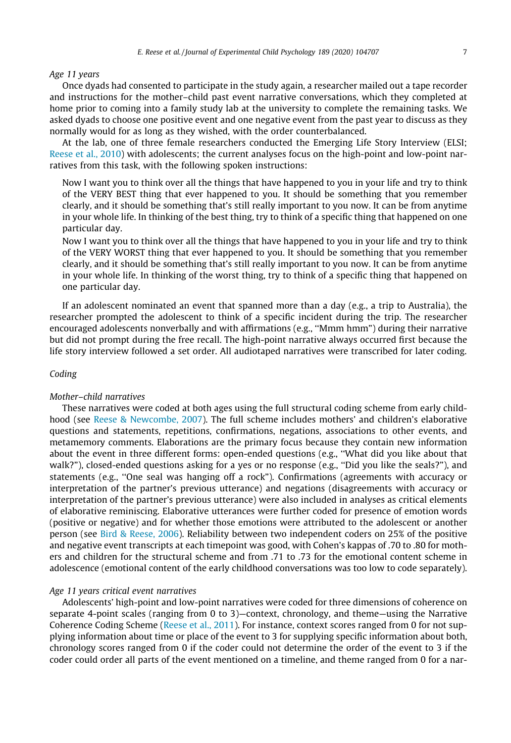*Age 11 years*

Once dyads had consented to participate in the study again, a researcher mailed out a tape recorder and instructions for the mother–child past event narrative conversations, which they completed at home prior to coming into a family study lab at the university to complete the remaining tasks. We asked dyads to choose one positive event and one negative event from the past year to discuss as they normally would for as long as they wished, with the order counterbalanced.

At the lab, one of three female researchers conducted the Emerging Life Story Interview (ELSI; Reese et al., 2010) with adolescents; the current analyses focus on the high-point and low-point narratives from this task, with the following spoken instructions:

> Now I want you to think over all the things that have happened to you in your life and try to think of the VERY BEST thing that ever happened to you. It should be something that you remember clearly, and it should be something that's still really important to you now. It can be from anytime in your whole life. In thinking of the best thing, try to think of a specific thing that happened on one particular day.
>
> Now I want you to think over all the things that have happened to you in your life and try to think of the VERY WORST thing that ever happened to you. It should be something that you remember clearly, and it should be something that's still really important to you now. It can be from anytime in your whole life. In thinking of the worst thing, try to think of a specific thing that happened on one particular day.

If an adolescent nominated an event that spanned more than a day (e.g., a trip to Australia), the researcher prompted the adolescent to think of a specific incident during the trip. The researcher encouraged adolescents nonverbally and with affirmations (e.g., "Mmm hmm") during their narrative but did not prompt during the free recall. The high-point narrative always occurred first because the life story interview followed a set order. All audiotaped narratives were transcribed for later coding.

*Coding*

*Mother–child narratives*

These narratives were coded at both ages using the full structural coding scheme from early childhood (see Reese & Newcombe, 2007). The full scheme includes mothers' and children's elaborative questions and statements, repetitions, confirmations, negations, associations to other events, and metamemory comments. Elaborations are the primary focus because they contain new information about the event in three different forms: open-ended questions (e.g., "What did you like about that walk?"), closed-ended questions asking for a yes or no response (e.g., "Did you like the seals?"), and statements (e.g., "One seal was hanging off a rock"). Confirmations (agreements with accuracy or interpretation of the partner's previous utterance) and negations (disagreements with accuracy or interpretation of the partner's previous utterance) were also included in analyses as critical elements of elaborative reminiscing. Elaborative utterances were further coded for presence of emotion words (positive or negative) and for whether those emotions were attributed to the adolescent or another person (see Bird & Reese, 2006). Reliability between two independent coders on 25% of the positive and negative event transcripts at each timepoint was good, with Cohen's kappas of .70 to .80 for mothers and children for the structural scheme and from .71 to .73 for the emotional content scheme in adolescence (emotional content of the early childhood conversations was too low to code separately).

*Age 11 years critical event narratives*

Adolescents' high-point and low-point narratives were coded for three dimensions of coherence on separate 4-point scales (ranging from 0 to 3)—context, chronology, and theme—using the Narrative Coherence Coding Scheme (Reese et al., 2011). For instance, context scores ranged from 0 for not supplying information about time or place of the event to 3 for supplying specific information about both, chronology scores ranged from 0 if the coder could not determine the order of the event to 3 if the coder could order all parts of the event mentioned on a timeline, and theme ranged from 0 for a nar-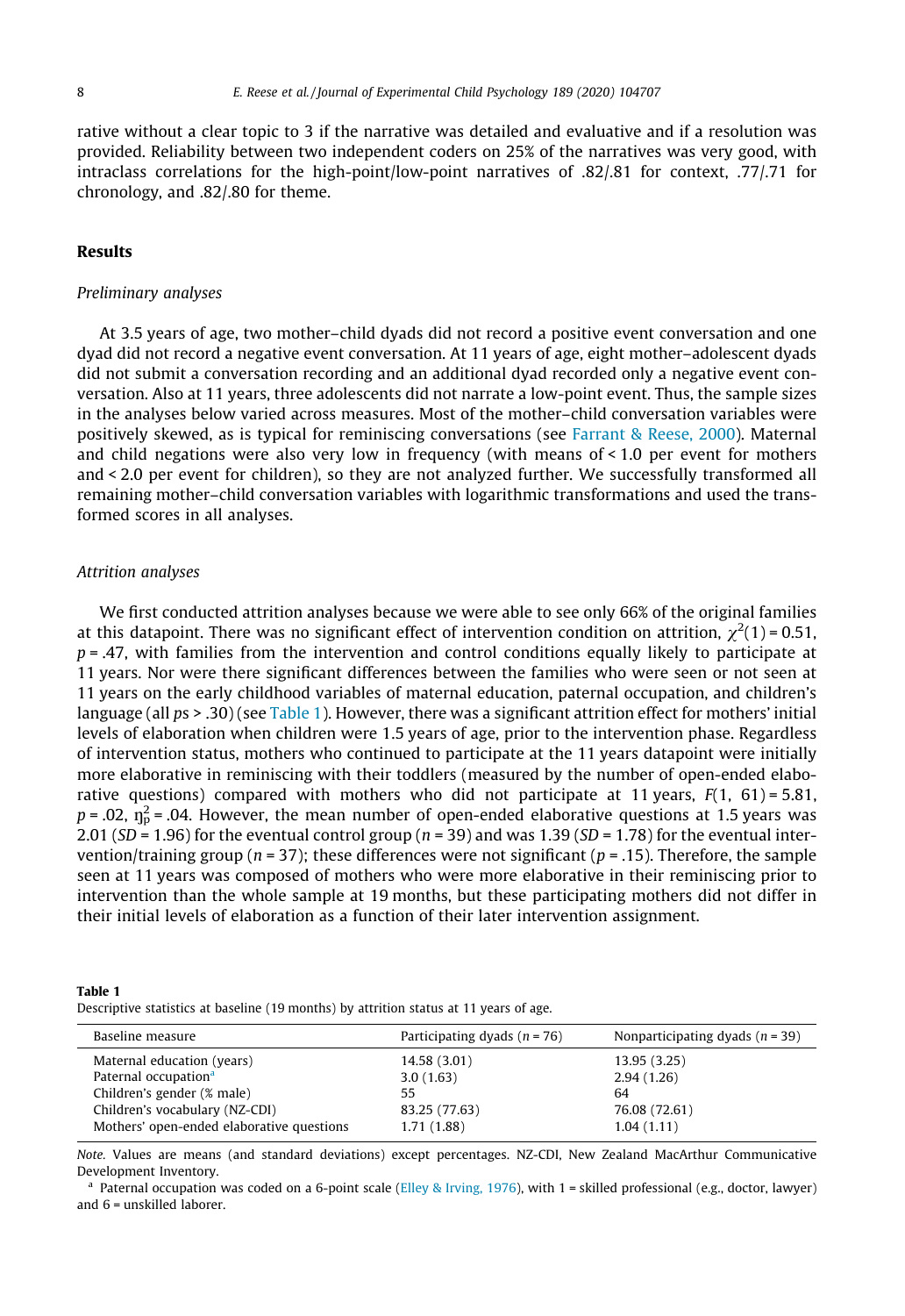rative without a clear topic to 3 if the narrative was detailed and evaluative and if a resolution was provided. Reliability between two independent coders on 25% of the narratives was very good, with intraclass correlations for the high-point/low-point narratives of .82/.81 for context, .77/.71 for chronology, and .82/.80 for theme.

## Results

### *Preliminary analyses*

At 3.5 years of age, two mother–child dyads did not record a positive event conversation and one dyad did not record a negative event conversation. At 11 years of age, eight mother–adolescent dyads did not submit a conversation recording and an additional dyad recorded only a negative event conversation. Also at 11 years, three adolescents did not narrate a low-point event. Thus, the sample sizes in the analyses below varied across measures. Most of the mother–child conversation variables were positively skewed, as is typical for reminiscing conversations (see Farrant & Reese, 2000). Maternal and child negations were also very low in frequency (with means of < 1.0 per event for mothers and < 2.0 per event for children), so they are not analyzed further. We successfully transformed all remaining mother–child conversation variables with logarithmic transformations and used the transformed scores in all analyses.

### *Attrition analyses*

We first conducted attrition analyses because we were able to see only 66% of the original families at this datapoint. There was no significant effect of intervention condition on attrition, $\chi^2(1) = 0.51$, $p = .47$, with families from the intervention and control conditions equally likely to participate at 11 years. Nor were there significant differences between the families who were seen or not seen at 11 years on the early childhood variables of maternal education, paternal occupation, and children's language (all $p$s > .30) (see Table 1). However, there was a significant attrition effect for mothers' initial levels of elaboration when children were 1.5 years of age, prior to the intervention phase. Regardless of intervention status, mothers who continued to participate at the 11 years datapoint were initially more elaborative in reminiscing with their toddlers (measured by the number of open-ended elaborative questions) compared with mothers who did not participate at 11 years, $F(1, 61) = 5.81$, $p = .02$, $\eta_p^2 = .04$. However, the mean number of open-ended elaborative questions at 1.5 years was 2.01 ($SD$ = 1.96) for the eventual control group ($n$ = 39) and was 1.39 ($SD$ = 1.78) for the eventual intervention/training group ($n$ = 37); these differences were not significant ($p$ = .15). Therefore, the sample seen at 11 years was composed of mothers who were more elaborative in their reminiscing prior to intervention than the whole sample at 19 months, but these participating mothers did not differ in their initial levels of elaboration as a function of their later intervention assignment.

**Table 1**
Descriptive statistics at baseline (19 months) by attrition status at 11 years of age.

| Baseline measure | Participating dyads ($n$ = 76) | Nonparticipating dyads ($n$ = 39) |
|---|---|---|
| Maternal education (years) | 14.58 (3.01) | 13.95 (3.25) |
| Paternal occupation[a] | 3.0 (1.63) | 2.94 (1.26) |
| Children's gender (% male) | 55 | 64 |
| Children's vocabulary (NZ-CDI) | 83.25 (77.63) | 76.08 (72.61) |
| Mothers' open-ended elaborative questions | 1.71 (1.88) | 1.04 (1.11) |

*Note.* Values are means (and standard deviations) except percentages. NZ-CDI, New Zealand MacArthur Communicative Development Inventory.

[a] Paternal occupation was coded on a 6-point scale (Elley & Irving, 1976), with 1 = skilled professional (e.g., doctor, lawyer) and 6 = unskilled laborer.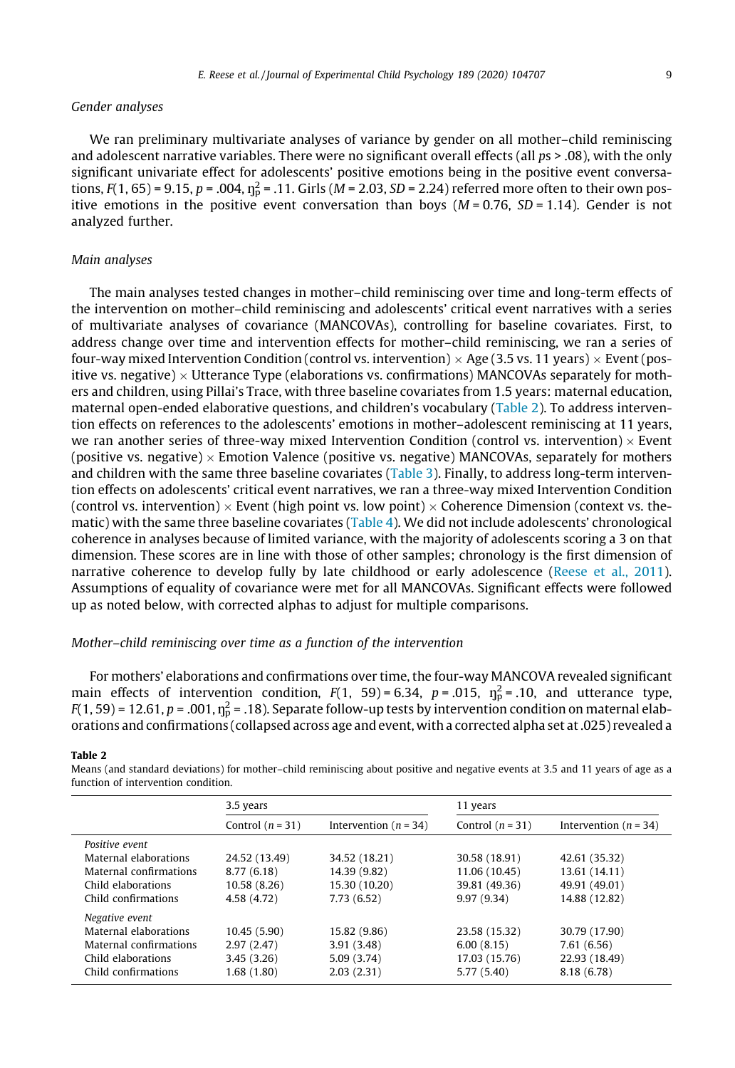## Gender analyses

We ran preliminary multivariate analyses of variance by gender on all mother–child reminiscing and adolescent narrative variables. There were no significant overall effects (all *p*s > .08), with the only significant univariate effect for adolescents' positive emotions being in the positive event conversations, $F(1, 65) = 9.15$, $p = .004$, $\eta_p^2 = .11$. Girls ($M = 2.03$, $SD = 2.24$) referred more often to their own positive emotions in the positive event conversation than boys ($M = 0.76$, $SD = 1.14$). Gender is not analyzed further.

## Main analyses

The main analyses tested changes in mother–child reminiscing over time and long-term effects of the intervention on mother–child reminiscing and adolescents' critical event narratives with a series of multivariate analyses of covariance (MANCOVAs), controlling for baseline covariates. First, to address change over time and intervention effects for mother–child reminiscing, we ran a series of four-way mixed Intervention Condition (control vs. intervention) × Age (3.5 vs. 11 years) × Event (positive vs. negative) × Utterance Type (elaborations vs. confirmations) MANCOVAs separately for mothers and children, using Pillai's Trace, with three baseline covariates from 1.5 years: maternal education, maternal open-ended elaborative questions, and children's vocabulary (Table 2). To address intervention effects on references to the adolescents' emotions in mother–adolescent reminiscing at 11 years, we ran another series of three-way mixed Intervention Condition (control vs. intervention) × Event (positive vs. negative) × Emotion Valence (positive vs. negative) MANCOVAs, separately for mothers and children with the same three baseline covariates (Table 3). Finally, to address long-term intervention effects on adolescents' critical event narratives, we ran a three-way mixed Intervention Condition (control vs. intervention) × Event (high point vs. low point) × Coherence Dimension (context vs. thematic) with the same three baseline covariates (Table 4). We did not include adolescents' chronological coherence in analyses because of limited variance, with the majority of adolescents scoring a 3 on that dimension. These scores are in line with those of other samples; chronology is the first dimension of narrative coherence to develop fully by late childhood or early adolescence (Reese et al., 2011). Assumptions of equality of covariance were met for all MANCOVAs. Significant effects were followed up as noted below, with corrected alphas to adjust for multiple comparisons.

## Mother–child reminiscing over time as a function of the intervention

For mothers' elaborations and confirmations over time, the four-way MANCOVA revealed significant main effects of intervention condition, $F(1, 59) = 6.34$, $p = .015$, $\eta_p^2 = .10$, and utterance type, $F(1, 59) = 12.61$, $p = .001$, $\eta_p^2 = .18$). Separate follow-up tests by intervention condition on maternal elaborations and confirmations (collapsed across age and event, with a corrected alpha set at .025) revealed a

**Table 2**
Means (and standard deviations) for mother–child reminiscing about positive and negative events at 3.5 and 11 years of age as a function of intervention condition.

| | 3.5 years | | 11 years | |
|---|---|---|---|---|
| | Control ($n = 31$) | Intervention ($n = 34$) | Control ($n = 31$) | Intervention ($n = 34$) |
| *Positive event* | | | | |
| Maternal elaborations | 24.52 (13.49) | 34.52 (18.21) | 30.58 (18.91) | 42.61 (35.32) |
| Maternal confirmations | 8.77 (6.18) | 14.39 (9.82) | 11.06 (10.45) | 13.61 (14.11) |
| Child elaborations | 10.58 (8.26) | 15.30 (10.20) | 39.81 (49.36) | 49.91 (49.01) |
| Child confirmations | 4.58 (4.72) | 7.73 (6.52) | 9.97 (9.34) | 14.88 (12.82) |
| *Negative event* | | | | |
| Maternal elaborations | 10.45 (5.90) | 15.82 (9.86) | 23.58 (15.32) | 30.79 (17.90) |
| Maternal confirmations | 2.97 (2.47) | 3.91 (3.48) | 6.00 (8.15) | 7.61 (6.56) |
| Child elaborations | 3.45 (3.26) | 5.09 (3.74) | 17.03 (15.76) | 22.93 (18.49) |
| Child confirmations | 1.68 (1.80) | 2.03 (2.31) | 5.77 (5.40) | 8.18 (6.78) |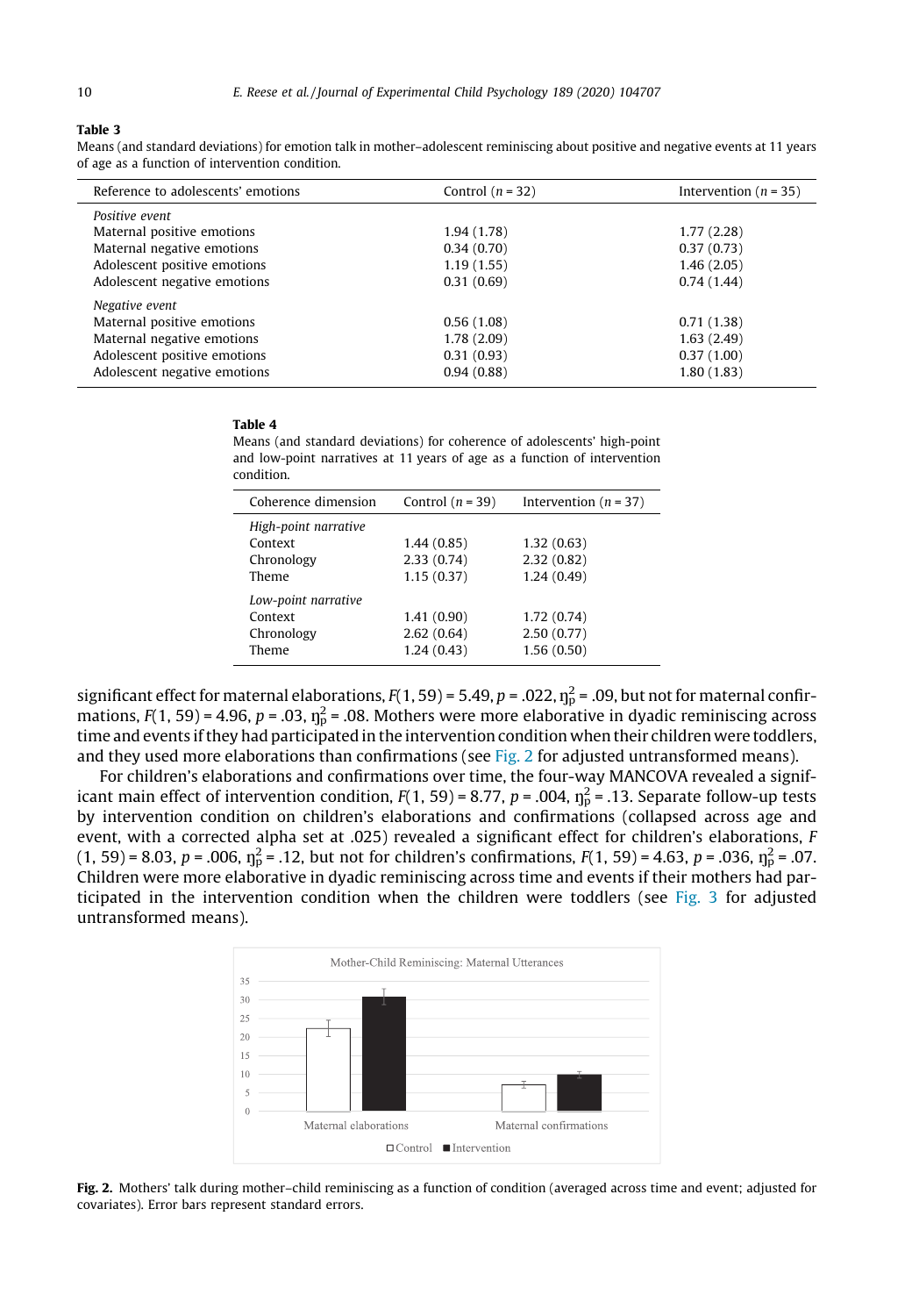**Table 3**
Means (and standard deviations) for emotion talk in mother–adolescent reminiscing about positive and negative events at 11 years of age as a function of intervention condition.

| Reference to adolescents' emotions | Control ($n$ = 32) | Intervention ($n$ = 35) |
|---|---|---|
| *Positive event* | | |
| Maternal positive emotions | 1.94 (1.78) | 1.77 (2.28) |
| Maternal negative emotions | 0.34 (0.70) | 0.37 (0.73) |
| Adolescent positive emotions | 1.19 (1.55) | 1.46 (2.05) |
| Adolescent negative emotions | 0.31 (0.69) | 0.74 (1.44) |
| *Negative event* | | |
| Maternal positive emotions | 0.56 (1.08) | 0.71 (1.38) |
| Maternal negative emotions | 1.78 (2.09) | 1.63 (2.49) |
| Adolescent positive emotions | 0.31 (0.93) | 0.37 (1.00) |
| Adolescent negative emotions | 0.94 (0.88) | 1.80 (1.83) |

**Table 4**
Means (and standard deviations) for coherence of adolescents' high-point and low-point narratives at 11 years of age as a function of intervention condition.

| Coherence dimension | Control ($n$ = 39) | Intervention ($n$ = 37) |
|---|---|---|
| *High-point narrative* | | |
| Context | 1.44 (0.85) | 1.32 (0.63) |
| Chronology | 2.33 (0.74) | 2.32 (0.82) |
| Theme | 1.15 (0.37) | 1.24 (0.49) |
| *Low-point narrative* | | |
| Context | 1.41 (0.90) | 1.72 (0.74) |
| Chronology | 2.62 (0.64) | 2.50 (0.77) |
| Theme | 1.24 (0.43) | 1.56 (0.50) |

significant effect for maternal elaborations, $F(1, 59) = 5.49$, $p = .022$, $\eta_p^2 = .09$, but not for maternal confirmations, $F(1, 59) = 4.96$, $p = .03$, $\eta_p^2 = .08$. Mothers were more elaborative in dyadic reminiscing across time and events if they had participated in the intervention condition when their children were toddlers, and they used more elaborations than confirmations (see Fig. 2 for adjusted untransformed means).

For children's elaborations and confirmations over time, the four-way MANCOVA revealed a significant main effect of intervention condition, $F(1, 59) = 8.77$, $p = .004$, $\eta_p^2 = .13$. Separate follow-up tests by intervention condition on children's elaborations and confirmations (collapsed across age and event, with a corrected alpha set at .025) revealed a significant effect for children's elaborations, $F(1, 59) = 8.03$, $p = .006$, $\eta_p^2 = .12$, but not for children's confirmations, $F(1, 59) = 4.63$, $p = .036$, $\eta_p^2 = .07$. Children were more elaborative in dyadic reminiscing across time and events if their mothers had participated in the intervention condition when the children were toddlers (see Fig. 3 for adjusted untransformed means).

**Fig. 2.** Mothers' talk during mother–child reminiscing as a function of condition (averaged across time and event; adjusted for covariates). Error bars represent standard errors.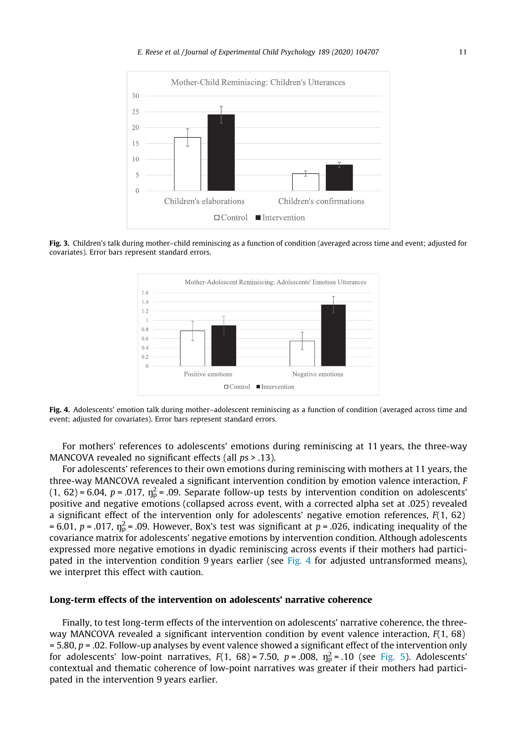Fig. 3. Children's talk during mother–child reminiscing as a function of condition (averaged across time and event; adjusted for covariates). Error bars represent standard errors.

Fig. 4. Adolescents' emotion talk during mother–adolescent reminiscing as a function of condition (averaged across time and event; adjusted for covariates). Error bars represent standard errors.

For mothers' references to adolescents' emotions during reminiscing at 11 years, the three-way MANCOVA revealed no significant effects (all *ps* > .13).

For adolescents' references to their own emotions during reminiscing with mothers at 11 years, the three-way MANCOVA revealed a significant intervention condition by emotion valence interaction, $F(1, 62) = 6.04$, $p = .017$, $\eta_p^2 = .09$. Separate follow-up tests by intervention condition on adolescents' positive and negative emotions (collapsed across event, with a corrected alpha set at .025) revealed a significant effect of the intervention only for adolescents' negative emotion references, $F(1, 62) = 6.01$, $p = .017$, $\eta_p^2 = .09$. However, Box's test was significant at $p = .026$, indicating inequality of the covariance matrix for adolescents' negative emotions by intervention condition. Although adolescents expressed more negative emotions in dyadic reminiscing across events if their mothers had participated in the intervention condition 9 years earlier (see Fig. 4 for adjusted untransformed means), we interpret this effect with caution.

## Long-term effects of the intervention on adolescents' narrative coherence

Finally, to test long-term effects of the intervention on adolescents' narrative coherence, the three-way MANCOVA revealed a significant intervention condition by event valence interaction, $F(1, 68) = 5.80$, $p = .02$. Follow-up analyses by event valence showed a significant effect of the intervention only for adolescents' low-point narratives, $F(1, 68) = 7.50$, $p = .008$, $\eta_p^2 = .10$ (see Fig. 5). Adolescents' contextual and thematic coherence of low-point narratives was greater if their mothers had participated in the intervention 9 years earlier.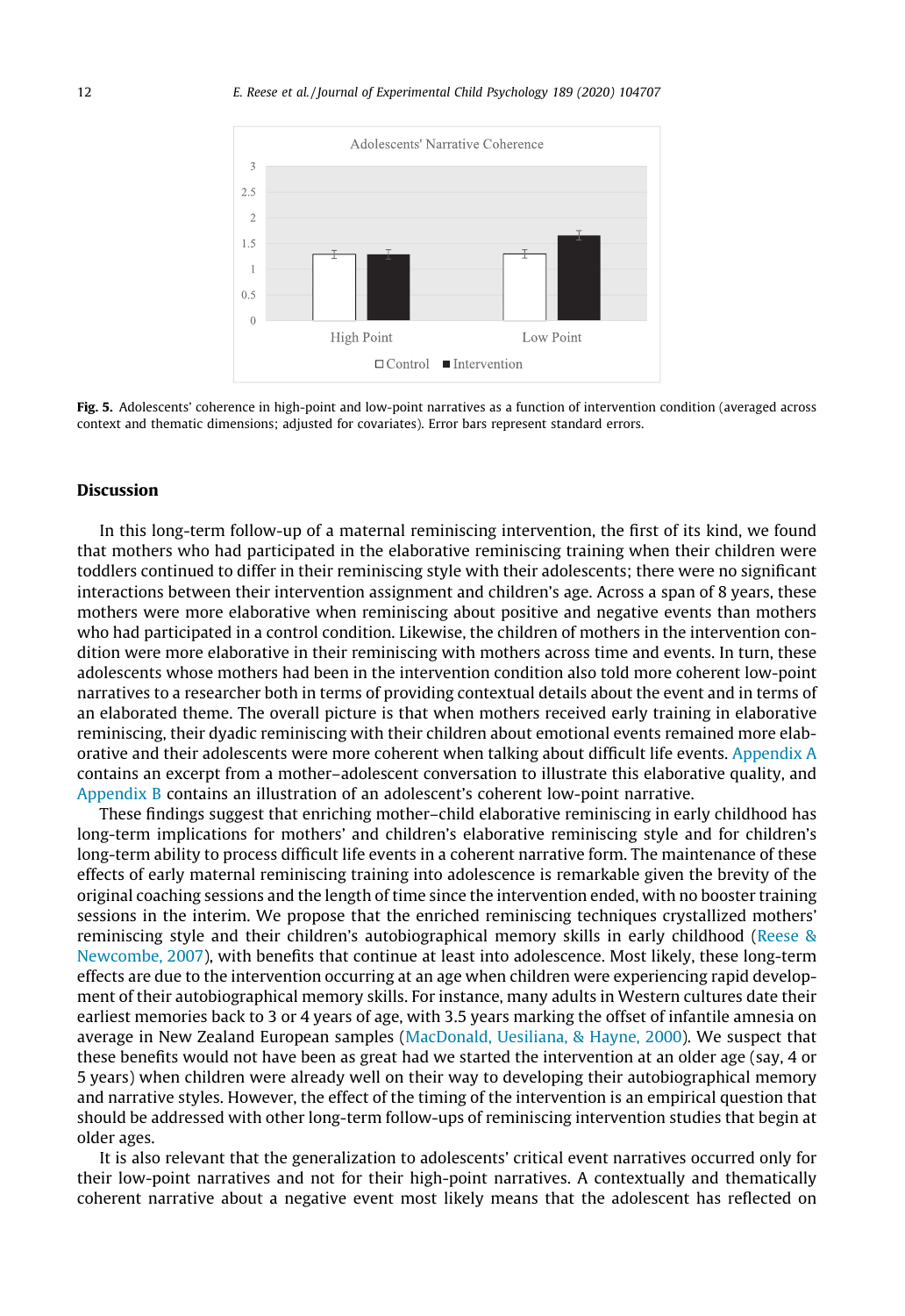Fig. 5. Adolescents' coherence in high-point and low-point narratives as a function of intervention condition (averaged across context and thematic dimensions; adjusted for covariates). Error bars represent standard errors.

## Discussion

In this long-term follow-up of a maternal reminiscing intervention, the first of its kind, we found that mothers who had participated in the elaborative reminiscing training when their children were toddlers continued to differ in their reminiscing style with their adolescents; there were no significant interactions between their intervention assignment and children's age. Across a span of 8 years, these mothers were more elaborative when reminiscing about positive and negative events than mothers who had participated in a control condition. Likewise, the children of mothers in the intervention condition were more elaborative in their reminiscing with mothers across time and events. In turn, these adolescents whose mothers had been in the intervention condition also told more coherent low-point narratives to a researcher both in terms of providing contextual details about the event and in terms of an elaborated theme. The overall picture is that when mothers received early training in elaborative reminiscing, their dyadic reminiscing with their children about emotional events remained more elaborative and their adolescents were more coherent when talking about difficult life events. Appendix A contains an excerpt from a mother–adolescent conversation to illustrate this elaborative quality, and Appendix B contains an illustration of an adolescent's coherent low-point narrative.

These findings suggest that enriching mother–child elaborative reminiscing in early childhood has long-term implications for mothers' and children's elaborative reminiscing style and for children's long-term ability to process difficult life events in a coherent narrative form. The maintenance of these effects of early maternal reminiscing training into adolescence is remarkable given the brevity of the original coaching sessions and the length of time since the intervention ended, with no booster training sessions in the interim. We propose that the enriched reminiscing techniques crystallized mothers' reminiscing style and their children's autobiographical memory skills in early childhood (Reese & Newcombe, 2007), with benefits that continue at least into adolescence. Most likely, these long-term effects are due to the intervention occurring at an age when children were experiencing rapid development of their autobiographical memory skills. For instance, many adults in Western cultures date their earliest memories back to 3 or 4 years of age, with 3.5 years marking the offset of infantile amnesia on average in New Zealand European samples (MacDonald, Uesiliana, & Hayne, 2000). We suspect that these benefits would not have been as great had we started the intervention at an older age (say, 4 or 5 years) when children were already well on their way to developing their autobiographical memory and narrative styles. However, the effect of the timing of the intervention is an empirical question that should be addressed with other long-term follow-ups of reminiscing intervention studies that begin at older ages.

It is also relevant that the generalization to adolescents' critical event narratives occurred only for their low-point narratives and not for their high-point narratives. A contextually and thematically coherent narrative about a negative event most likely means that the adolescent has reflected on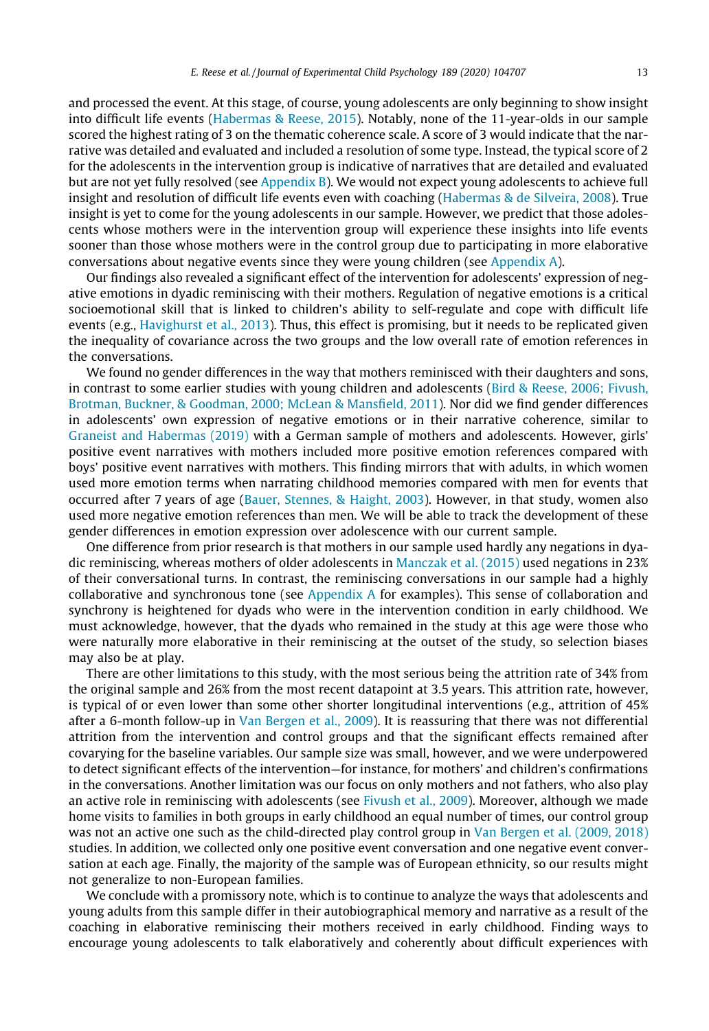and processed the event. At this stage, of course, young adolescents are only beginning to show insight into difficult life events (Habermas & Reese, 2015). Notably, none of the 11-year-olds in our sample scored the highest rating of 3 on the thematic coherence scale. A score of 3 would indicate that the narrative was detailed and evaluated and included a resolution of some type. Instead, the typical score of 2 for the adolescents in the intervention group is indicative of narratives that are detailed and evaluated but are not yet fully resolved (see Appendix B). We would not expect young adolescents to achieve full insight and resolution of difficult life events even with coaching (Habermas & de Silveira, 2008). True insight is yet to come for the young adolescents in our sample. However, we predict that those adolescents whose mothers were in the intervention group will experience these insights into life events sooner than those whose mothers were in the control group due to participating in more elaborative conversations about negative events since they were young children (see Appendix A).

Our findings also revealed a significant effect of the intervention for adolescents' expression of negative emotions in dyadic reminiscing with their mothers. Regulation of negative emotions is a critical socioemotional skill that is linked to children's ability to self-regulate and cope with difficult life events (e.g., Havighurst et al., 2013). Thus, this effect is promising, but it needs to be replicated given the inequality of covariance across the two groups and the low overall rate of emotion references in the conversations.

We found no gender differences in the way that mothers reminisced with their daughters and sons, in contrast to some earlier studies with young children and adolescents (Bird & Reese, 2006; Fivush, Brotman, Buckner, & Goodman, 2000; McLean & Mansfield, 2011). Nor did we find gender differences in adolescents' own expression of negative emotions or in their narrative coherence, similar to Graneist and Habermas (2019) with a German sample of mothers and adolescents. However, girls' positive event narratives with mothers included more positive emotion references compared with boys' positive event narratives with mothers. This finding mirrors that with adults, in which women used more emotion terms when narrating childhood memories compared with men for events that occurred after 7 years of age (Bauer, Stennes, & Haight, 2003). However, in that study, women also used more negative emotion references than men. We will be able to track the development of these gender differences in emotion expression over adolescence with our current sample.

One difference from prior research is that mothers in our sample used hardly any negations in dyadic reminiscing, whereas mothers of older adolescents in Manczak et al. (2015) used negations in 23% of their conversational turns. In contrast, the reminiscing conversations in our sample had a highly collaborative and synchronous tone (see Appendix A for examples). This sense of collaboration and synchrony is heightened for dyads who were in the intervention condition in early childhood. We must acknowledge, however, that the dyads who remained in the study at this age were those who were naturally more elaborative in their reminiscing at the outset of the study, so selection biases may also be at play.

There are other limitations to this study, with the most serious being the attrition rate of 34% from the original sample and 26% from the most recent datapoint at 3.5 years. This attrition rate, however, is typical of or even lower than some other shorter longitudinal interventions (e.g., attrition of 45% after a 6-month follow-up in Van Bergen et al., 2009). It is reassuring that there was not differential attrition from the intervention and control groups and that the significant effects remained after covarying for the baseline variables. Our sample size was small, however, and we were underpowered to detect significant effects of the intervention—for instance, for mothers' and children's confirmations in the conversations. Another limitation was our focus on only mothers and not fathers, who also play an active role in reminiscing with adolescents (see Fivush et al., 2009). Moreover, although we made home visits to families in both groups in early childhood an equal number of times, our control group was not an active one such as the child-directed play control group in Van Bergen et al. (2009, 2018) studies. In addition, we collected only one positive event conversation and one negative event conversation at each age. Finally, the majority of the sample was of European ethnicity, so our results might not generalize to non-European families.

We conclude with a promissory note, which is to continue to analyze the ways that adolescents and young adults from this sample differ in their autobiographical memory and narrative as a result of the coaching in elaborative reminiscing their mothers received in early childhood. Finding ways to encourage young adolescents to talk elaboratively and coherently about difficult experiences with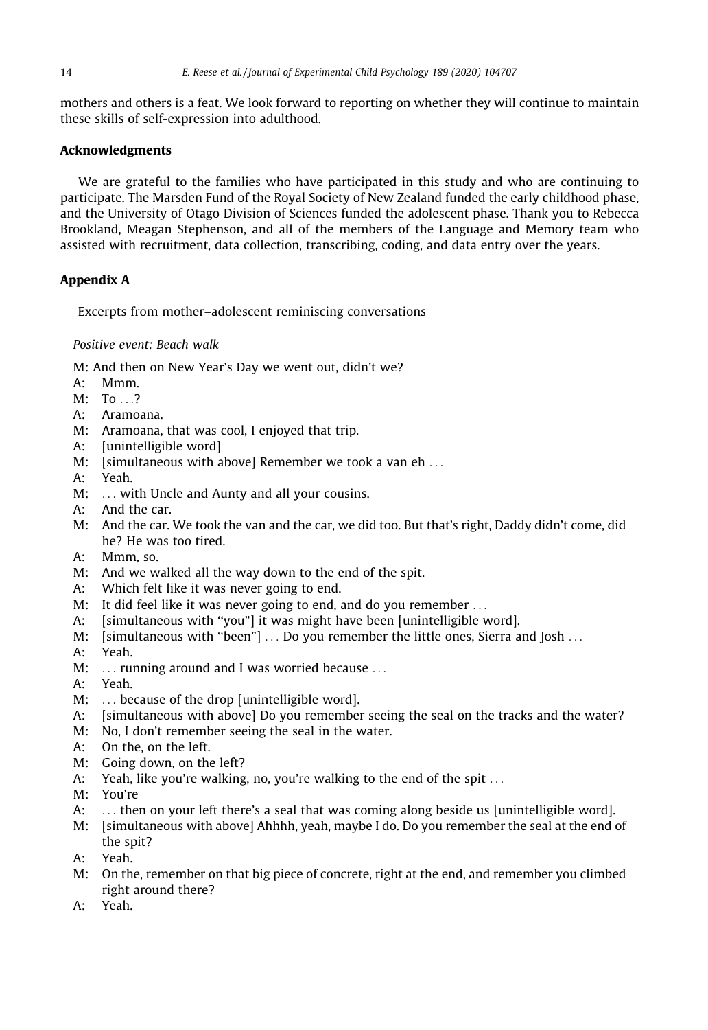mothers and others is a feat. We look forward to reporting on whether they will continue to maintain these skills of self-expression into adulthood.

## Acknowledgments

We are grateful to the families who have participated in this study and who are continuing to participate. The Marsden Fund of the Royal Society of New Zealand funded the early childhood phase, and the University of Otago Division of Sciences funded the adolescent phase. Thank you to Rebecca Brookland, Meagan Stephenson, and all of the members of the Language and Memory team who assisted with recruitment, data collection, transcribing, coding, and data entry over the years.

## Appendix A

Excerpts from mother–adolescent reminiscing conversations

*Positive event: Beach walk*

M: And then on New Year's Day we went out, didn't we?
A: Mmm.
M: To ...?
A: Aramoana.
M: Aramoana, that was cool, I enjoyed that trip.
A: [unintelligible word]
M: [simultaneous with above] Remember we took a van eh ...
A: Yeah.
M: ... with Uncle and Aunty and all your cousins.
A: And the car.
M: And the car. We took the van and the car, we did too. But that's right, Daddy didn't come, did he? He was too tired.
A: Mmm, so.
M: And we walked all the way down to the end of the spit.
A: Which felt like it was never going to end.
M: It did feel like it was never going to end, and do you remember ...
A: [simultaneous with "you"] it was might have been [unintelligible word].
M: [simultaneous with "been"] ... Do you remember the little ones, Sierra and Josh ...
A: Yeah.
M: ... running around and I was worried because ...
A: Yeah.
M: ... because of the drop [unintelligible word].
A: [simultaneous with above] Do you remember seeing the seal on the tracks and the water?
M: No, I don't remember seeing the seal in the water.
A: On the, on the left.
M: Going down, on the left?
A: Yeah, like you're walking, no, you're walking to the end of the spit ...
M: You're
A: ... then on your left there's a seal that was coming along beside us [unintelligible word].
M: [simultaneous with above] Ahhhh, yeah, maybe I do. Do you remember the seal at the end of the spit?
A: Yeah.
M: On the, remember on that big piece of concrete, right at the end, and remember you climbed right around there?
A: Yeah.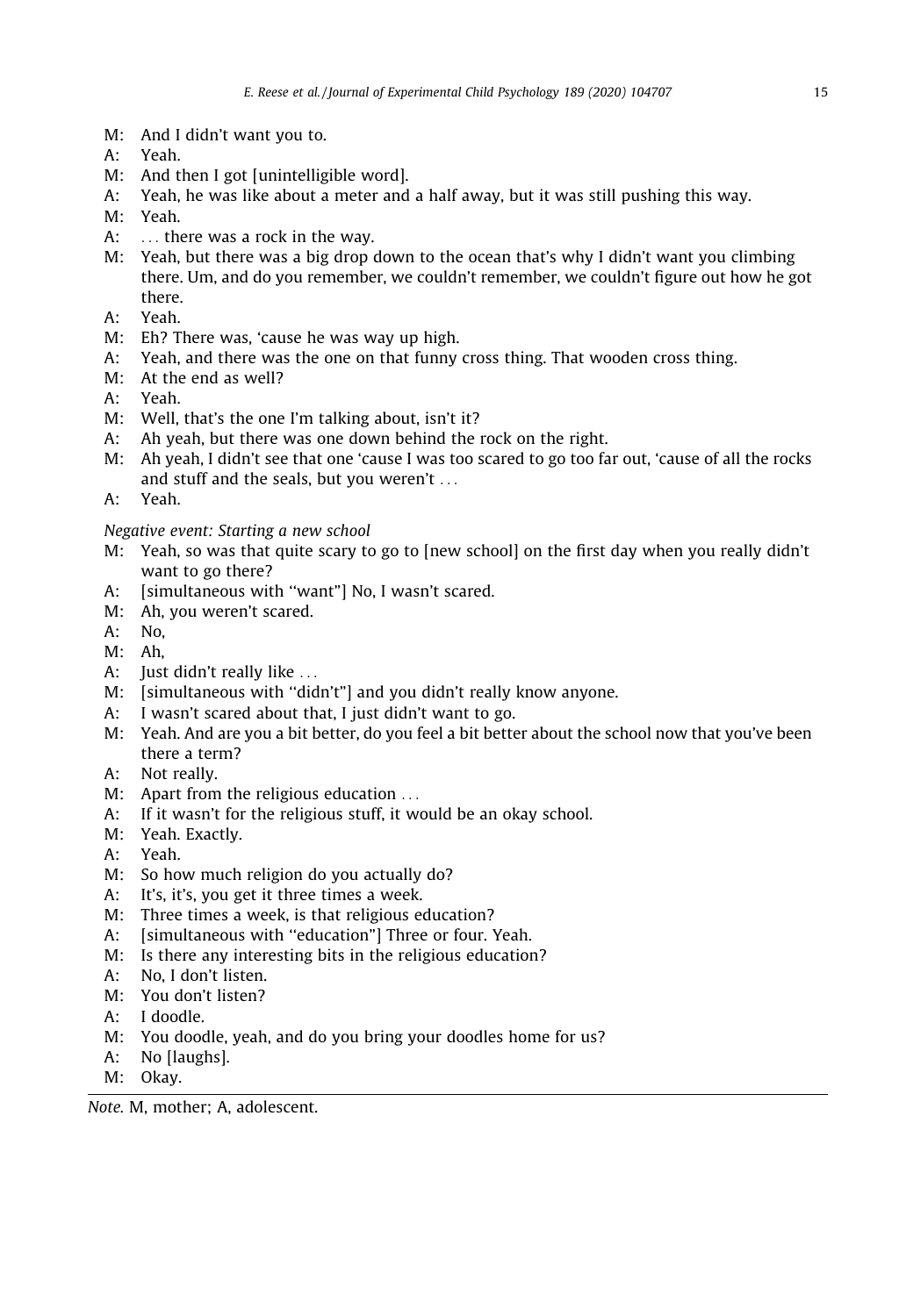M: And I didn't want you to.
A: Yeah.
M: And then I got [unintelligible word].
A: Yeah, he was like about a meter and a half away, but it was still pushing this way.
M: Yeah.
A: ... there was a rock in the way.
M: Yeah, but there was a big drop down to the ocean that's why I didn't want you climbing there. Um, and do you remember, we couldn't remember, we couldn't figure out how he got there.
A: Yeah.
M: Eh? There was, 'cause he was way up high.
A: Yeah, and there was the one on that funny cross thing. That wooden cross thing.
M: At the end as well?
A: Yeah.
M: Well, that's the one I'm talking about, isn't it?
A: Ah yeah, but there was one down behind the rock on the right.
M: Ah yeah, I didn't see that one 'cause I was too scared to go too far out, 'cause of all the rocks and stuff and the seals, but you weren't ...
A: Yeah.

*Negative event: Starting a new school*

M: Yeah, so was that quite scary to go to [new school] on the first day when you really didn't want to go there?
A: [simultaneous with "want"] No, I wasn't scared.
M: Ah, you weren't scared.
A: No,
M: Ah,
A: Just didn't really like ...
M: [simultaneous with "didn't"] and you didn't really know anyone.
A: I wasn't scared about that, I just didn't want to go.
M: Yeah. And are you a bit better, do you feel a bit better about the school now that you've been there a term?
A: Not really.
M: Apart from the religious education ...
A: If it wasn't for the religious stuff, it would be an okay school.
M: Yeah. Exactly.
A: Yeah.
M: So how much religion do you actually do?
A: It's, it's, you get it three times a week.
M: Three times a week, is that religious education?
A: [simultaneous with "education"] Three or four. Yeah.
M: Is there any interesting bits in the religious education?
A: No, I don't listen.
M: You don't listen?
A: I doodle.
M: You doodle, yeah, and do you bring your doodles home for us?
A: No [laughs].
M: Okay.

*Note.* M, mother; A, adolescent.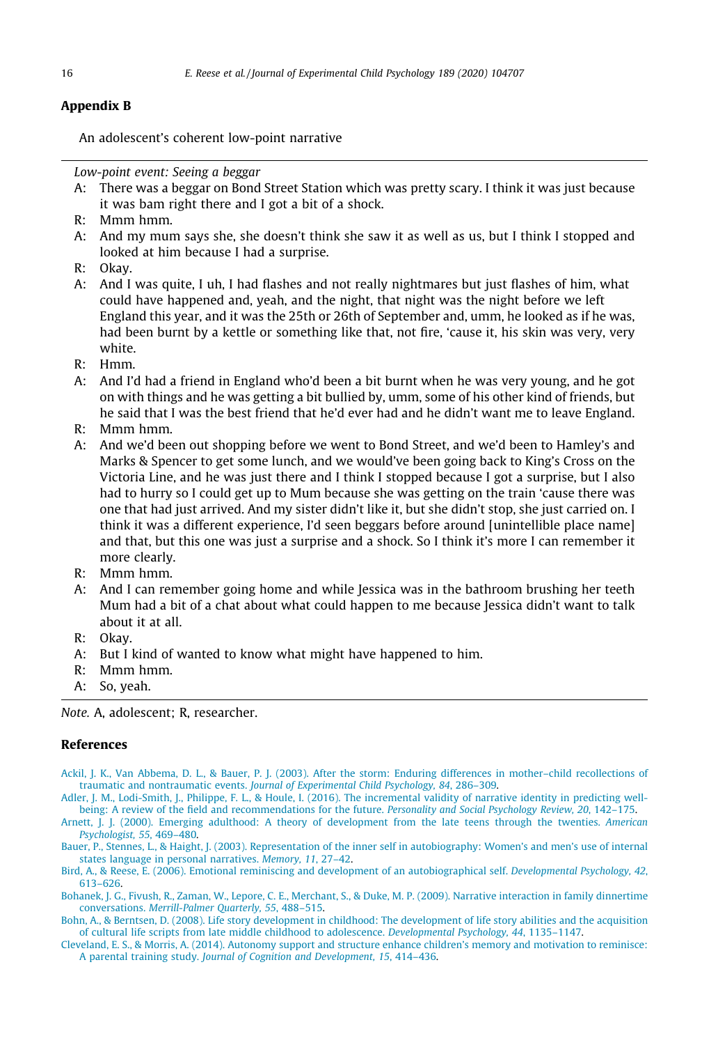## Appendix B

An adolescent's coherent low-point narrative

---

*Low-point event: Seeing a beggar*

A: There was a beggar on Bond Street Station which was pretty scary. I think it was just because it was bam right there and I got a bit of a shock.

R: Mmm hmm.

A: And my mum says she, she doesn't think she saw it as well as us, but I think I stopped and looked at him because I had a surprise.

R: Okay.

A: And I was quite, I uh, I had flashes and not really nightmares but just flashes of him, what could have happened and, yeah, and the night, that night was the night before we left England this year, and it was the 25th or 26th of September and, umm, he looked as if he was, had been burnt by a kettle or something like that, not fire, 'cause it, his skin was very, very white.

R: Hmm.

A: And I'd had a friend in England who'd been a bit burnt when he was very young, and he got on with things and he was getting a bit bullied by, umm, some of his other kind of friends, but he said that I was the best friend that he'd ever had and he didn't want me to leave England.

R: Mmm hmm.

A: And we'd been out shopping before we went to Bond Street, and we'd been to Hamley's and Marks & Spencer to get some lunch, and we would've been going back to King's Cross on the Victoria Line, and he was just there and I think I stopped because I got a surprise, but I also had to hurry so I could get up to Mum because she was getting on the train 'cause there was one that had just arrived. And my sister didn't like it, but she didn't stop, she just carried on. I think it was a different experience, I'd seen beggars before around [unintellible place name] and that, but this one was just a surprise and a shock. So I think it's more I can remember it more clearly.

R: Mmm hmm.

A: And I can remember going home and while Jessica was in the bathroom brushing her teeth Mum had a bit of a chat about what could happen to me because Jessica didn't want to talk about it at all.

R: Okay.

A: But I kind of wanted to know what might have happened to him.

R: Mmm hmm.

A: So, yeah.

---

*Note.* A, adolescent; R, researcher.

## References

Ackil, J. K., Van Abbema, D. L., & Bauer, P. J. (2003). After the storm: Enduring differences in mother–child recollections of traumatic and nontraumatic events. *Journal of Experimental Child Psychology, 84*, 286–309.

Adler, J. M., Lodi-Smith, J., Philippe, F. L., & Houle, I. (2016). The incremental validity of narrative identity in predicting well-being: A review of the field and recommendations for the future. *Personality and Social Psychology Review, 20*, 142–175.

Arnett, J. J. (2000). Emerging adulthood: A theory of development from the late teens through the twenties. *American Psychologist, 55*, 469–480.

Bauer, P., Stennes, L., & Haight, J. (2003). Representation of the inner self in autobiography: Women's and men's use of internal states language in personal narratives. *Memory, 11*, 27–42.

Bird, A., & Reese, E. (2006). Emotional reminiscing and development of an autobiographical self. *Developmental Psychology, 42*, 613–626.

Bohanek, J. G., Fivush, R., Zaman, W., Lepore, C. E., Merchant, S., & Duke, M. P. (2009). Narrative interaction in family dinnertime conversations. *Merrill-Palmer Quarterly, 55*, 488–515.

Bohn, A., & Berntsen, D. (2008). Life story development in childhood: The development of life story abilities and the acquisition of cultural life scripts from late middle childhood to adolescence. *Developmental Psychology, 44*, 1135–1147.

Cleveland, E. S., & Morris, A. (2014). Autonomy support and structure enhance children's memory and motivation to reminisce: A parental training study. *Journal of Cognition and Development, 15*, 414–436.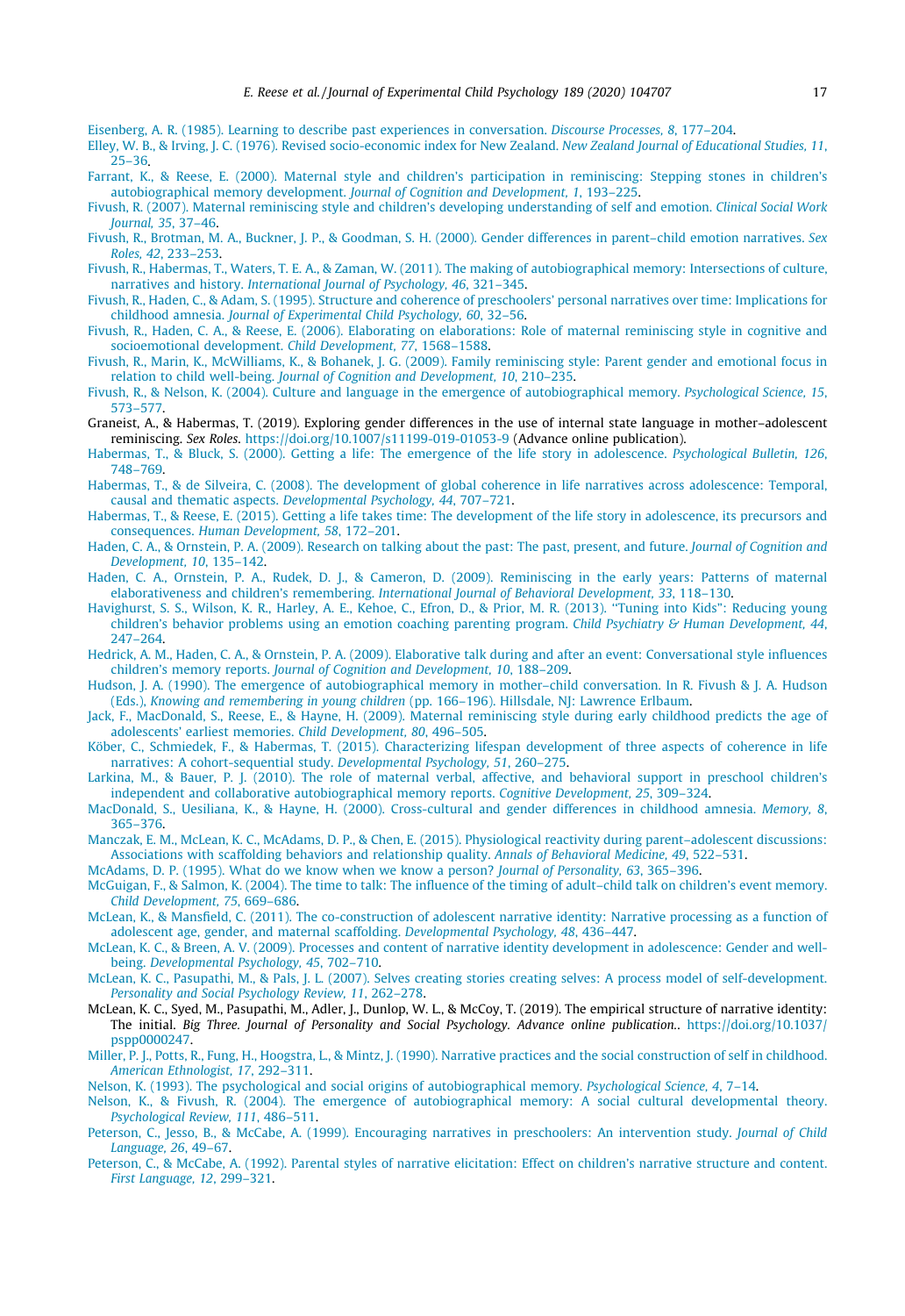Eisenberg, A. R. (1985). Learning to describe past experiences in conversation. *Discourse Processes, 8*, 177–204.

Elley, W. B., & Irving, J. C. (1976). Revised socio-economic index for New Zealand. *New Zealand Journal of Educational Studies, 11*, 25–36.

Farrant, K., & Reese, E. (2000). Maternal style and children's participation in reminiscing: Stepping stones in children's autobiographical memory development. *Journal of Cognition and Development, 1*, 193–225.

Fivush, R. (2007). Maternal reminiscing style and children's developing understanding of self and emotion. *Clinical Social Work Journal, 35*, 37–46.

Fivush, R., Brotman, M. A., Buckner, J. P., & Goodman, S. H. (2000). Gender differences in parent–child emotion narratives. *Sex Roles, 42*, 233–253.

Fivush, R., Habermas, T., Waters, T. E. A., & Zaman, W. (2011). The making of autobiographical memory: Intersections of culture, narratives and history. *International Journal of Psychology, 46*, 321–345.

Fivush, R., Haden, C., & Adam, S. (1995). Structure and coherence of preschoolers' personal narratives over time: Implications for childhood amnesia. *Journal of Experimental Child Psychology, 60*, 32–56.

Fivush, R., Haden, C. A., & Reese, E. (2006). Elaborating on elaborations: Role of maternal reminiscing style in cognitive and socioemotional development. *Child Development, 77*, 1568–1588.

Fivush, R., Marin, K., McWilliams, K., & Bohanek, J. G. (2009). Family reminiscing style: Parent gender and emotional focus in relation to child well-being. *Journal of Cognition and Development, 10*, 210–235.

Fivush, R., & Nelson, K. (2004). Culture and language in the emergence of autobiographical memory. *Psychological Science, 15*, 573–577.

Graneist, A., & Habermas, T. (2019). Exploring gender differences in the use of internal state language in mother–adolescent reminiscing. *Sex Roles*. https://doi.org/10.1007/s11199-019-01053-9 (Advance online publication).

Habermas, T., & Bluck, S. (2000). Getting a life: The emergence of the life story in adolescence. *Psychological Bulletin, 126*, 748–769.

Habermas, T., & de Silveira, C. (2008). The development of global coherence in life narratives across adolescence: Temporal, causal and thematic aspects. *Developmental Psychology, 44*, 707–721.

Habermas, T., & Reese, E. (2015). Getting a life takes time: The development of the life story in adolescence, its precursors and consequences. *Human Development, 58*, 172–201.

Haden, C. A., & Ornstein, P. A. (2009). Research on talking about the past: The past, present, and future. *Journal of Cognition and Development, 10*, 135–142.

Haden, C. A., Ornstein, P. A., Rudek, D. J., & Cameron, D. (2009). Reminiscing in the early years: Patterns of maternal elaborativeness and children's remembering. *International Journal of Behavioral Development, 33*, 118–130.

Havighurst, S. S., Wilson, K. R., Harley, A. E., Kehoe, C., Efron, D., & Prior, M. R. (2013). "Tuning into Kids": Reducing young children's behavior problems using an emotion coaching parenting program. *Child Psychiatry & Human Development, 44*, 247–264.

Hedrick, A. M., Haden, C. A., & Ornstein, P. A. (2009). Elaborative talk during and after an event: Conversational style influences children's memory reports. *Journal of Cognition and Development, 10*, 188–209.

Hudson, J. A. (1990). The emergence of autobiographical memory in mother–child conversation. In R. Fivush & J. A. Hudson (Eds.), *Knowing and remembering in young children* (pp. 166–196). Hillsdale, NJ: Lawrence Erlbaum.

Jack, F., MacDonald, S., Reese, E., & Hayne, H. (2009). Maternal reminiscing style during early childhood predicts the age of adolescents' earliest memories. *Child Development, 80*, 496–505.

Köber, C., Schmiedek, F., & Habermas, T. (2015). Characterizing lifespan development of three aspects of coherence in life narratives: A cohort-sequential study. *Developmental Psychology, 51*, 260–275.

Larkina, M., & Bauer, P. J. (2010). The role of maternal verbal, affective, and behavioral support in preschool children's independent and collaborative autobiographical memory reports. *Cognitive Development, 25*, 309–324.

MacDonald, S., Uesiliana, K., & Hayne, H. (2000). Cross-cultural and gender differences in childhood amnesia. *Memory, 8*, 365–376.

Manczak, E. M., McLean, K. C., McAdams, D. P., & Chen, E. (2015). Physiological reactivity during parent–adolescent discussions: Associations with scaffolding behaviors and relationship quality. *Annals of Behavioral Medicine, 49*, 522–531.

McAdams, D. P. (1995). What do we know when we know a person? *Journal of Personality, 63*, 365–396.

McGuigan, F., & Salmon, K. (2004). The time to talk: The influence of the timing of adult–child talk on children's event memory. *Child Development, 75*, 669–686.

McLean, K., & Mansfield, C. (2011). The co-construction of adolescent narrative identity: Narrative processing as a function of adolescent age, gender, and maternal scaffolding. *Developmental Psychology, 48*, 436–447.

McLean, K. C., & Breen, A. V. (2009). Processes and content of narrative identity development in adolescence: Gender and well-being. *Developmental Psychology, 45*, 702–710.

McLean, K. C., Pasupathi, M., & Pals, J. L. (2007). Selves creating stories creating selves: A process model of self-development. *Personality and Social Psychology Review, 11*, 262–278.

McLean, K. C., Syed, M., Pasupathi, M., Adler, J., Dunlop, W. L., & McCoy, T. (2019). The empirical structure of narrative identity: The initial. *Big Three. Journal of Personality and Social Psychology. Advance online publication.*. https://doi.org/10.1037/pspp0000247.

Miller, P. J., Potts, R., Fung, H., Hoogstra, L., & Mintz, J. (1990). Narrative practices and the social construction of self in childhood. *American Ethnologist, 17*, 292–311.

Nelson, K. (1993). The psychological and social origins of autobiographical memory. *Psychological Science, 4*, 7–14.

Nelson, K., & Fivush, R. (2004). The emergence of autobiographical memory: A social cultural developmental theory. *Psychological Review, 111*, 486–511.

Peterson, C., Jesso, B., & McCabe, A. (1999). Encouraging narratives in preschoolers: An intervention study. *Journal of Child Language, 26*, 49–67.

Peterson, C., & McCabe, A. (1992). Parental styles of narrative elicitation: Effect on children's narrative structure and content. *First Language, 12*, 299–321.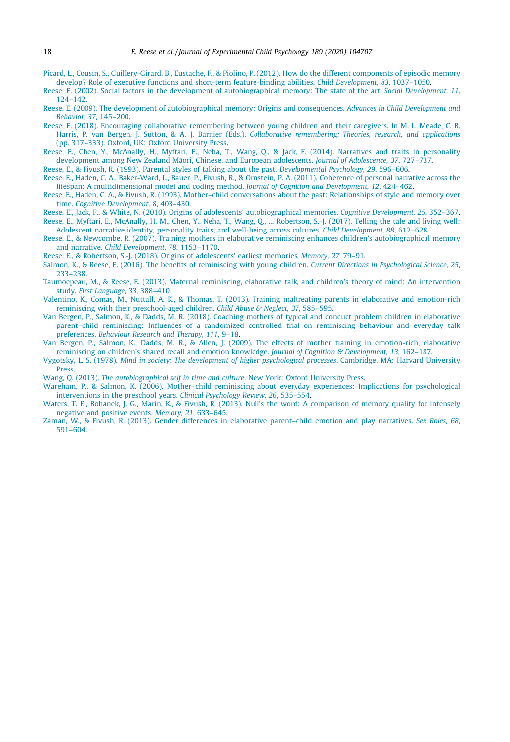Picard, L., Cousin, S., Guillery-Girard, B., Eustache, F., & Piolino, P. (2012). How do the different components of episodic memory develop? Role of executive functions and short-term feature-binding abilities. *Child Development, 83*, 1037–1050.

Reese, E. (2002). Social factors in the development of autobiographical memory: The state of the art. *Social Development, 11*, 124–142.

Reese, E. (2009). The development of autobiographical memory: Origins and consequences. *Advances in Child Development and Behavior, 37*, 145–200.

Reese, E. (2018). Encouraging collaborative remembering between young children and their caregivers. In M. L. Meade, C. B. Harris, P. van Bergen, J. Sutton, & A. J. Barnier (Eds.), *Collaborative remembering: Theories, research, and applications* (pp. 317–333). Oxford, UK: Oxford University Press.

Reese, E., Chen, Y., McAnally, H., Myftari, E., Neha, T., Wang, Q., & Jack, F. (2014). Narratives and traits in personality development among New Zealand Māori, Chinese, and European adolescents. *Journal of Adolescence, 37*, 727–737.

Reese, E., & Fivush, R. (1993). Parental styles of talking about the past. *Developmental Psychology, 29*, 596–606.

Reese, E., Haden, C. A., Baker-Ward, L., Bauer, P., Fivush, R., & Ornstein, P. A. (2011). Coherence of personal narrative across the lifespan: A multidimensional model and coding method. *Journal of Cognition and Development, 12*, 424–462.

Reese, E., Haden, C. A., & Fivush, R. (1993). Mother–child conversations about the past: Relationships of style and memory over time. *Cognitive Development, 8*, 403–430.

Reese, E., Jack, F., & White, N. (2010). Origins of adolescents' autobiographical memories. *Cognitive Development, 25*, 352–367.

Reese, E., Myftari, E., McAnally, H. M., Chen, Y., Neha, T., Wang, Q., ... Robertson, S.-J. (2017). Telling the tale and living well: Adolescent narrative identity, personality traits, and well-being across cultures. *Child Development, 88*, 612–628.

Reese, E., & Newcombe, R. (2007). Training mothers in elaborative reminiscing enhances children's autobiographical memory and narrative. *Child Development, 78*, 1153–1170.

Reese, E., & Robertson, S.-J. (2018). Origins of adolescents' earliest memories. *Memory, 27*, 79–91.

Salmon, K., & Reese, E. (2016). The benefits of reminiscing with young children. *Current Directions in Psychological Science, 25*, 233–238.

Taumoepeau, M., & Reese, E. (2013). Maternal reminiscing, elaborative talk, and children's theory of mind: An intervention study. *First Language, 33*, 388–410.

Valentino, K., Comas, M., Nuttall, A. K., & Thomas, T. (2013). Training maltreating parents in elaborative and emotion-rich reminiscing with their preschool-aged children. *Child Abuse & Neglect, 37*, 585–595.

Van Bergen, P., Salmon, K., & Dadds, M. R. (2018). Coaching mothers of typical and conduct problem children in elaborative parent–child reminiscing: Influences of a randomized controlled trial on reminiscing behaviour and everyday talk preferences. *Behaviour Research and Therapy, 111*, 9–18.

Van Bergen, P., Salmon, K., Dadds, M. R., & Allen, J. (2009). The effects of mother training in emotion-rich, elaborative reminiscing on children's shared recall and emotion knowledge. *Journal of Cognition & Development, 13*, 162–187.

Vygotsky, L. S. (1978). *Mind in society: The development of higher psychological processes*. Cambridge, MA: Harvard University Press.

Wang, Q. (2013). *The autobiographical self in time and culture*. New York: Oxford University Press.

Wareham, P., & Salmon, K. (2006). Mother–child reminiscing about everyday experiences: Implications for psychological interventions in the preschool years. *Clinical Psychology Review, 26*, 535–554.

Waters, T. E., Bohanek, J. G., Marin, K., & Fivush, R. (2013). Null's the word: A comparison of memory quality for intensely negative and positive events. *Memory, 21*, 633–645.

Zaman, W., & Fivush, R. (2013). Gender differences in elaborative parent–child emotion and play narratives. *Sex Roles, 68*, 591–604.